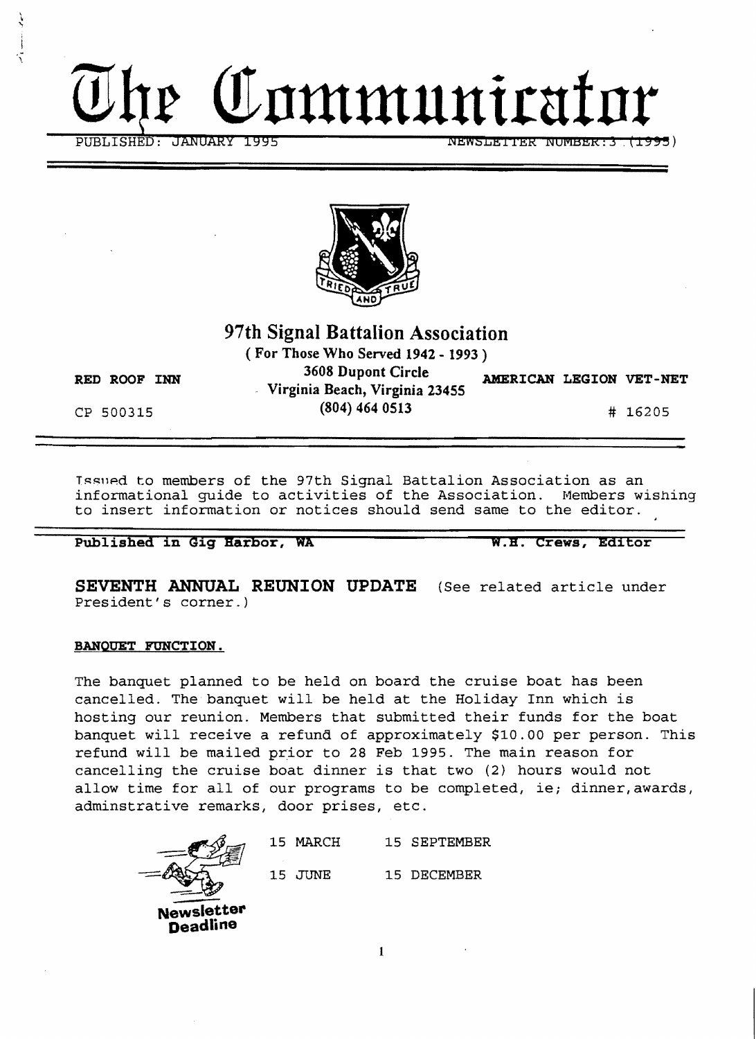# The Communicator

PUBLISHED: JANUARY 1995 NEWSLETTER NUMBER: 3 (1995)

TRIED AND TRUE

## 97th Signal Battalion Association

( For Those Who Served 1942 - 1993 )

RED ROOF INN

CP 500315

3608 Dupont Circle
Virginia Beach, Virginia 23455
(804) 464 0513

AMERICAN LEGION VET-NET

# 16205

Issued to members of the 97th Signal Battalion Association as an informational guide to activities of the Association. Members wishing to insert information or notices should send same to the editor.

**Published in Gig Harbor, WA** **W.H. Crews, Editor**

**SEVENTH ANNUAL REUNION UPDATE** (See related article under President's corner.)

**BANQUET FUNCTION.**

The banquet planned to be held on board the cruise boat has been cancelled. The banquet will be held at the Holiday Inn which is hosting our reunion. Members that submitted their funds for the boat banquet will receive a refund of approximately $10.00 per person. This refund will be mailed prior to 28 Feb 1995. The main reason for cancelling the cruise boat dinner is that two (2) hours would not allow time for all of our programs to be completed, ie; dinner, awards, adminstrative remarks, door prises, etc.

**Newsletter Deadline**

15 MARCH 15 SEPTEMBER

15 JUNE 15 DECEMBER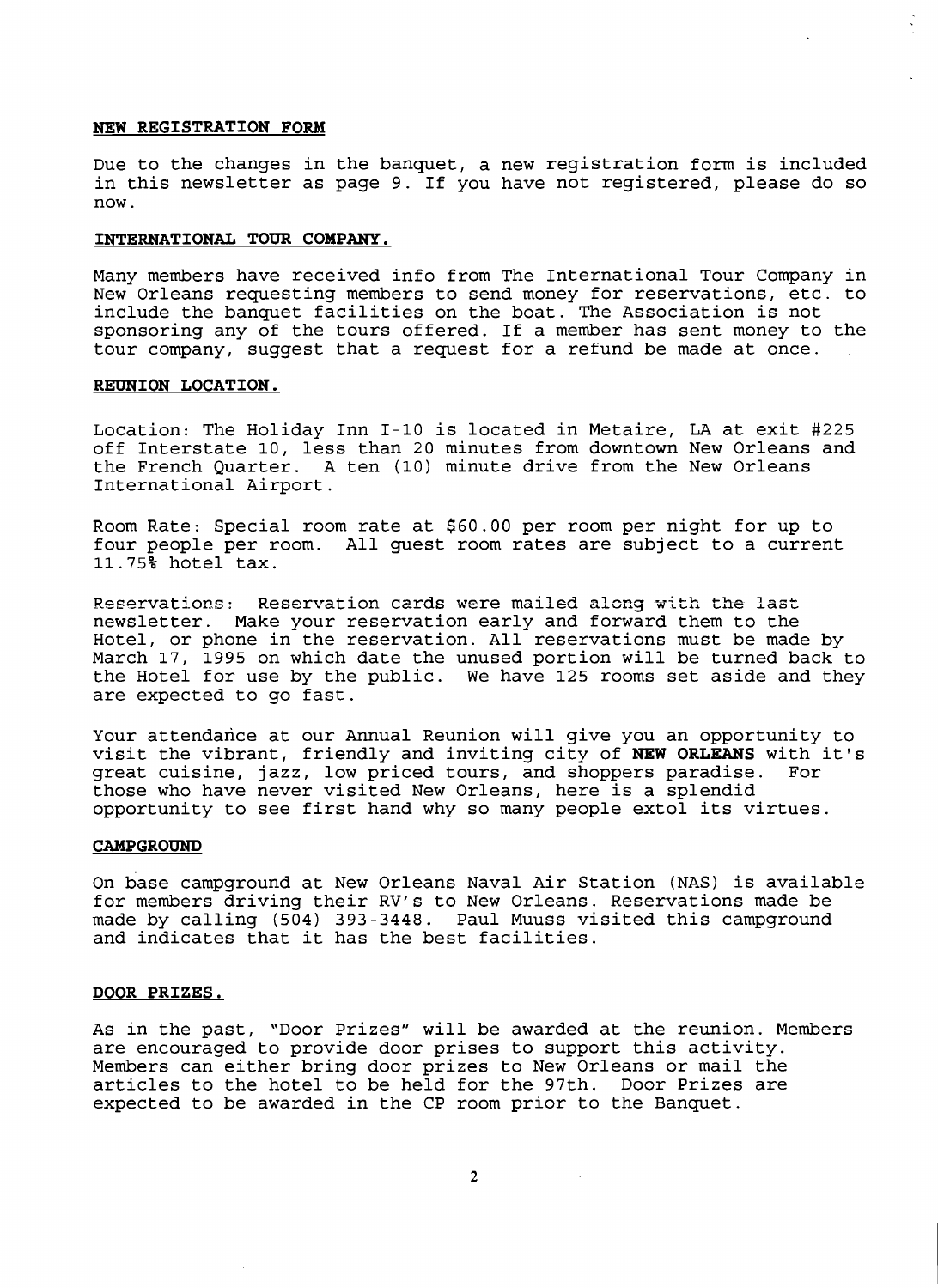**NEW REGISTRATION FORM**

Due to the changes in the banquet, a new registration form is included in this newsletter as page 9. If you have not registered, please do so now.

**INTERNATIONAL TOUR COMPANY.**

Many members have received info from The International Tour Company in New Orleans requesting members to send money for reservations, etc. to include the banquet facilities on the boat. The Association is not sponsoring any of the tours offered. If a member has sent money to the tour company, suggest that a request for a refund be made at once.

**REUNION LOCATION.**

Location: The Holiday Inn I-10 is located in Metaire, LA at exit #225 off Interstate 10, less than 20 minutes from downtown New Orleans and the French Quarter. A ten (10) minute drive from the New Orleans International Airport.

Room Rate: Special room rate at $60.00 per room per night for up to four people per room. All guest room rates are subject to a current 11.75% hotel tax.

Reservations: Reservation cards were mailed along with the last newsletter. Make your reservation early and forward them to the Hotel, or phone in the reservation. All reservations must be made by March 17, 1995 on which date the unused portion will be turned back to the Hotel for use by the public. We have 125 rooms set aside and they are expected to go fast.

Your attendance at our Annual Reunion will give you an opportunity to visit the vibrant, friendly and inviting city of **NEW ORLEANS** with it's great cuisine, jazz, low priced tours, and shoppers paradise. For those who have never visited New Orleans, here is a splendid opportunity to see first hand why so many people extol its virtues.

**CAMPGROUND**

On base campground at New Orleans Naval Air Station (NAS) is available for members driving their RV's to New Orleans. Reservations made be made by calling (504) 393-3448. Paul Muuss visited this campground and indicates that it has the best facilities.

**DOOR PRIZES.**

As in the past, "Door Prizes" will be awarded at the reunion. Members are encouraged to provide door prises to support this activity. Members can either bring door prizes to New Orleans or mail the articles to the hotel to be held for the 97th. Door Prizes are expected to be awarded in the CP room prior to the Banquet.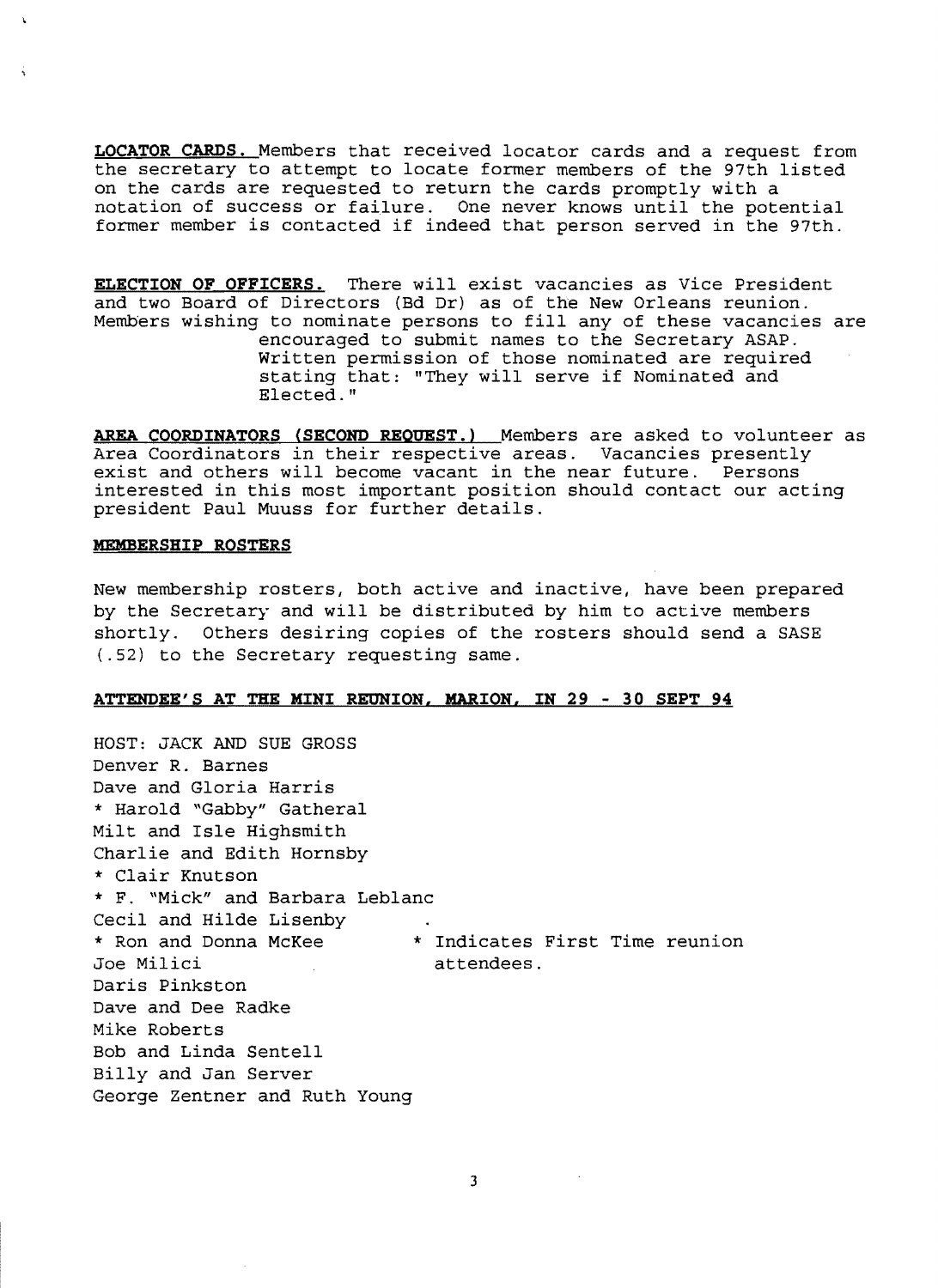**LOCATOR CARDS.** Members that received locator cards and a request from the secretary to attempt to locate former members of the 97th listed on the cards are requested to return the cards promptly with a notation of success or failure. One never knows until the potential former member is contacted if indeed that person served in the 97th.

**ELECTION OF OFFICERS.** There will exist vacancies as Vice President and two Board of Directors (Bd Dr) as of the New Orleans reunion. Members wishing to nominate persons to fill any of these vacancies are encouraged to submit names to the Secretary ASAP. Written permission of those nominated are required stating that: "They will serve if Nominated and Elected."

**AREA COORDINATORS (SECOND REQUEST.)** Members are asked to volunteer as Area Coordinators in their respective areas. Vacancies presently exist and others will become vacant in the near future. Persons interested in this most important position should contact our acting president Paul Muuss for further details.

**MEMBERSHIP ROSTERS**

New membership rosters, both active and inactive, have been prepared by the Secretary and will be distributed by him to active members shortly. Others desiring copies of the rosters should send a SASE (.52) to the Secretary requesting same.

**ATTENDEE'S AT THE MINI REUNION, MARION, IN 29 - 30 SEPT 94**

HOST: JACK AND SUE GROSS
Denver R. Barnes
Dave and Gloria Harris
* Harold "Gabby" Gatheral
Milt and Isle Highsmith
Charlie and Edith Hornsby
* Clair Knutson
* F. "Mick" and Barbara Leblanc
Cecil and Hilde Lisenby
* Ron and Donna McKee
Joe Milici
Daris Pinkston
Dave and Dee Radke
Mike Roberts
Bob and Linda Sentell
Billy and Jan Server
George Zentner and Ruth Young

* Indicates First Time reunion attendees.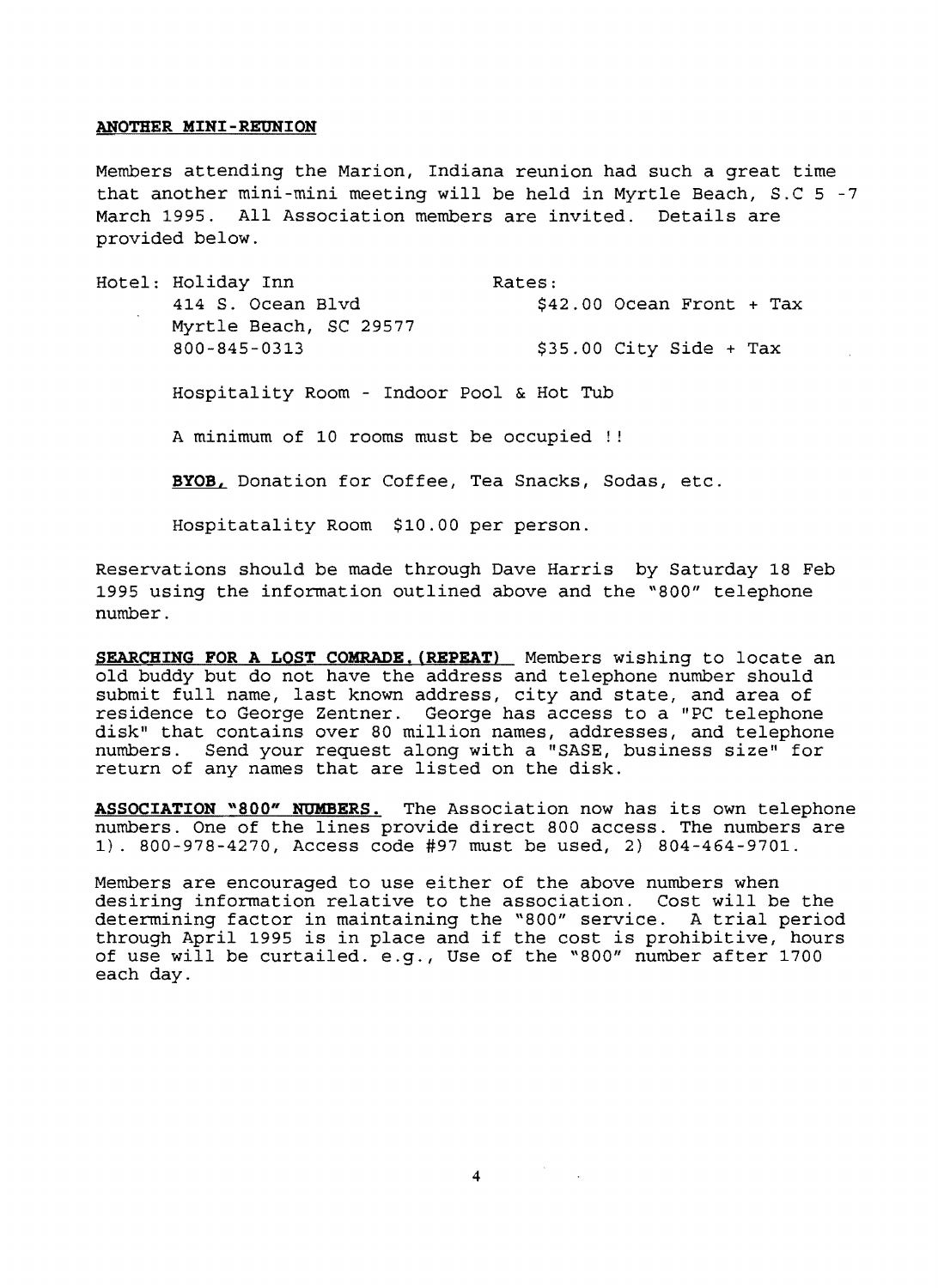## ANOTHER MINI-REUNION

Members attending the Marion, Indiana reunion had such a great time that another mini-mini meeting will be held in Myrtle Beach, S.C 5 -7 March 1995. All Association members are invited. Details are provided below.

| Hotel: | Rates: |
|---|---|
| Holiday Inn | |
| 414 S. Ocean Blvd | $42.00 Ocean Front + Tax |
| Myrtle Beach, SC 29577 | |
| 800-845-0313 | $35.00 City Side + Tax |

Hospitality Room - Indoor Pool & Hot Tub

A minimum of 10 rooms must be occupied !!

**BYOB,** Donation for Coffee, Tea Snacks, Sodas, etc.

Hospitatality Room $10.00 per person.

Reservations should be made through Dave Harris by Saturday 18 Feb 1995 using the information outlined above and the "800" telephone number.

**SEARCHING FOR A LOST COMRADE.(REPEAT)** Members wishing to locate an old buddy but do not have the address and telephone number should submit full name, last known address, city and state, and area of residence to George Zentner. George has access to a "PC telephone disk" that contains over 80 million names, addresses, and telephone numbers. Send your request along with a "SASE, business size" for return of any names that are listed on the disk.

**ASSOCIATION "800" NUMBERS.** The Association now has its own telephone numbers. One of the lines provide direct 800 access. The numbers are 1). 800-978-4270, Access code #97 must be used, 2) 804-464-9701.

Members are encouraged to use either of the above numbers when desiring information relative to the association. Cost will be the determining factor in maintaining the "800" service. A trial period through April 1995 is in place and if the cost is prohibitive, hours of use will be curtailed. e.g., Use of the "800" number after 1700 each day.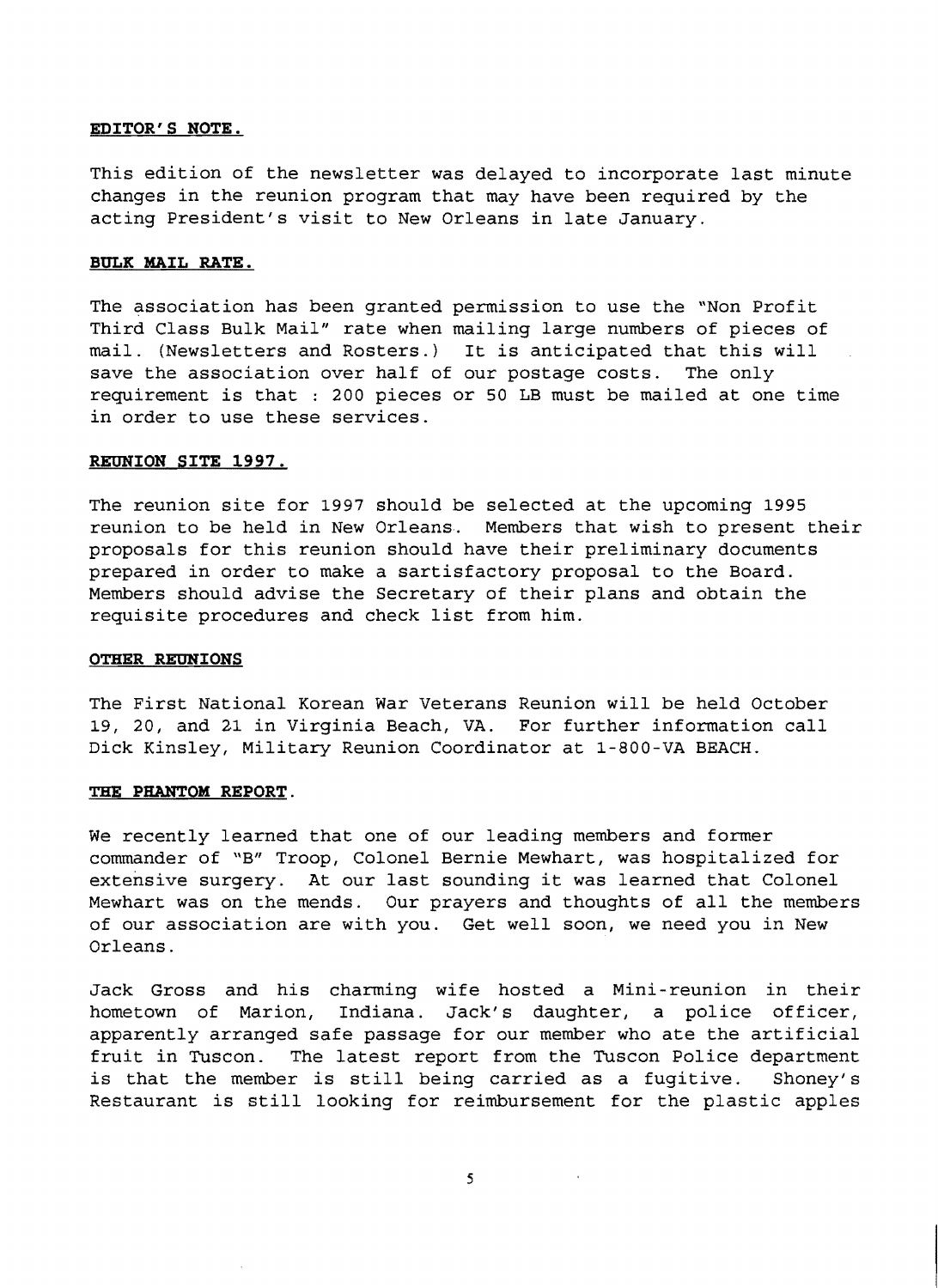**EDITOR'S NOTE.**

This edition of the newsletter was delayed to incorporate last minute changes in the reunion program that may have been required by the acting President's visit to New Orleans in late January.

**BULK MAIL RATE.**

The association has been granted permission to use the "Non Profit Third Class Bulk Mail" rate when mailing large numbers of pieces of mail. (Newsletters and Rosters.) It is anticipated that this will save the association over half of our postage costs. The only requirement is that : 200 pieces or 50 LB must be mailed at one time in order to use these services.

**REUNION SITE 1997.**

The reunion site for 1997 should be selected at the upcoming 1995 reunion to be held in New Orleans. Members that wish to present their proposals for this reunion should have their preliminary documents prepared in order to make a sartisfactory proposal to the Board. Members should advise the Secretary of their plans and obtain the requisite procedures and check list from him.

**OTHER REUNIONS**

The First National Korean War Veterans Reunion will be held October 19, 20, and 21 in Virginia Beach, VA. For further information call Dick Kinsley, Military Reunion Coordinator at 1-800-VA BEACH.

**THE PHANTOM REPORT.**

We recently learned that one of our leading members and former commander of "B" Troop, Colonel Bernie Mewhart, was hospitalized for extensive surgery. At our last sounding it was learned that Colonel Mewhart was on the mends. Our prayers and thoughts of all the members of our association are with you. Get well soon, we need you in New Orleans.

Jack Gross and his charming wife hosted a Mini-reunion in their hometown of Marion, Indiana. Jack's daughter, a police officer, apparently arranged safe passage for our member who ate the artificial fruit in Tuscon. The latest report from the Tuscon Police department is that the member is still being carried as a fugitive. Shoney's Restaurant is still looking for reimbursement for the plastic apples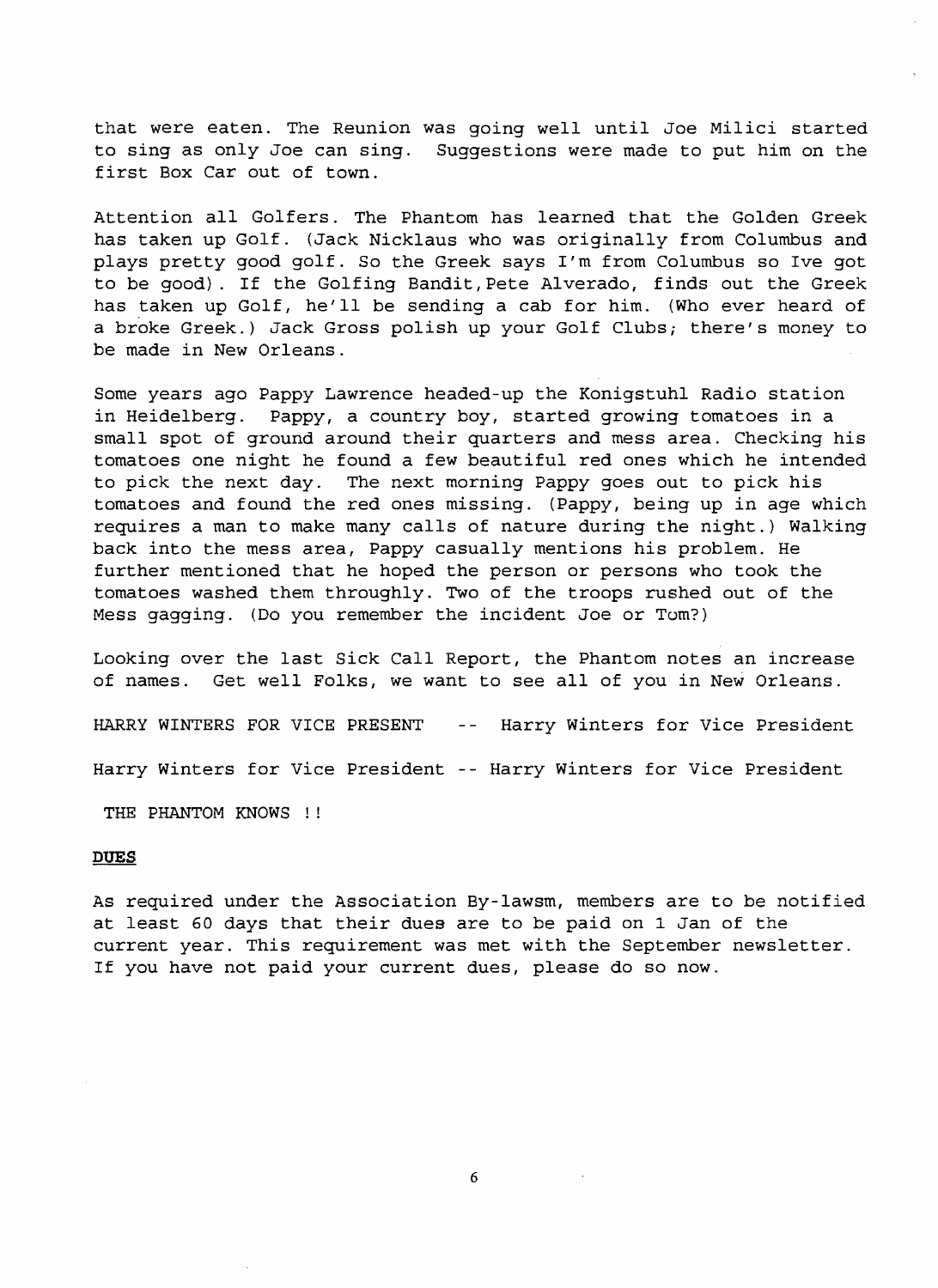that were eaten. The Reunion was going well until Joe Milici started to sing as only Joe can sing. Suggestions were made to put him on the first Box Car out of town.

Attention all Golfers. The Phantom has learned that the Golden Greek has taken up Golf. (Jack Nicklaus who was originally from Columbus and plays pretty good golf. So the Greek says I'm from Columbus so Ive got to be good). If the Golfing Bandit, Pete Alverado, finds out the Greek has taken up Golf, he'll be sending a cab for him. (Who ever heard of a broke Greek.) Jack Gross polish up your Golf Clubs; there's money to be made in New Orleans.

Some years ago Pappy Lawrence headed-up the Konigstuhl Radio station in Heidelberg. Pappy, a country boy, started growing tomatoes in a small spot of ground around their quarters and mess area. Checking his tomatoes one night he found a few beautiful red ones which he intended to pick the next day. The next morning Pappy goes out to pick his tomatoes and found the red ones missing. (Pappy, being up in age which requires a man to make many calls of nature during the night.) Walking back into the mess area, Pappy casually mentions his problem. He further mentioned that he hoped the person or persons who took the tomatoes washed them throughly. Two of the troops rushed out of the Mess gagging. (Do you remember the incident Joe or Tom?)

Looking over the last Sick Call Report, the Phantom notes an increase of names. Get well Folks, we want to see all of you in New Orleans.

HARRY WINTERS FOR VICE PRESENT -- Harry Winters for Vice President

Harry Winters for Vice President -- Harry Winters for Vice President

THE PHANTOM KNOWS !!

**DUES**

As required under the Association By-lawsm, members are to be notified at least 60 days that their dues are to be paid on 1 Jan of the current year. This requirement was met with the September newsletter. If you have not paid your current dues, please do so now.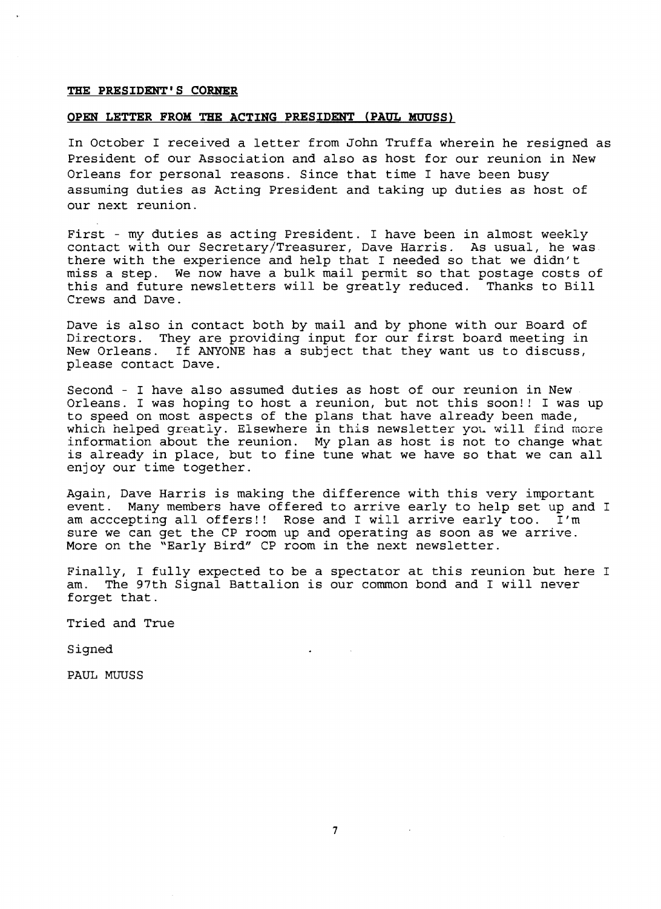## THE PRESIDENT'S CORNER

### OPEN LETTER FROM THE ACTING PRESIDENT (PAUL MUUSS)

In October I received a letter from John Truffa wherein he resigned as President of our Association and also as host for our reunion in New Orleans for personal reasons. Since that time I have been busy assuming duties as Acting President and taking up duties as host of our next reunion.

First - my duties as acting President. I have been in almost weekly contact with our Secretary/Treasurer, Dave Harris. As usual, he was there with the experience and help that I needed so that we didn't miss a step. We now have a bulk mail permit so that postage costs of this and future newsletters will be greatly reduced. Thanks to Bill Crews and Dave.

Dave is also in contact both by mail and by phone with our Board of Directors. They are providing input for our first board meeting in New Orleans. If ANYONE has a subject that they want us to discuss, please contact Dave.

Second - I have also assumed duties as host of our reunion in New Orleans. I was hoping to host a reunion, but not this soon!! I was up to speed on most aspects of the plans that have already been made, which helped greatly. Elsewhere in this newsletter you will find more information about the reunion. My plan as host is not to change what is already in place, but to fine tune what we have so that we can all enjoy our time together.

Again, Dave Harris is making the difference with this very important event. Many members have offered to arrive early to help set up and I am acccepting all offers!! Rose and I will arrive early too. I'm sure we can get the CP room up and operating as soon as we arrive. More on the "Early Bird" CP room in the next newsletter.

Finally, I fully expected to be a spectator at this reunion but here I am. The 97th Signal Battalion is our common bond and I will never forget that.

Tried and True

Signed

PAUL MUUSS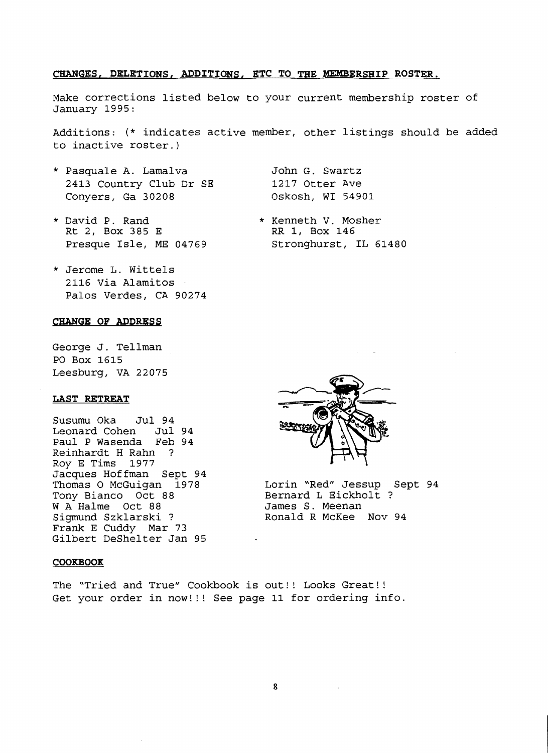**CHANGES, DELETIONS, ADDITIONS, ETC TO THE MEMBERSHIP ROSTER.**

Make corrections listed below to your current membership roster of January 1995:

Additions: (* indicates active member, other listings should be added to inactive roster.)

\* Pasquale A. Lamalva
2413 Country Club Dr SE
Conyers, Ga 30208

\* David P. Rand
Rt 2, Box 385 E
Presque Isle, ME 04769

\* Jerome L. Wittels
2116 Via Alamitos
Palos Verdes, CA 90274

John G. Swartz
1217 Otter Ave
Oskosh, WI 54901

\* Kenneth V. Mosher
RR 1, Box 146
Stronghurst, IL 61480

**CHANGE OF ADDRESS**

George J. Tellman
PO Box 1615
Leesburg, VA 22075

**LAST RETREAT**

Susumu Oka Jul 94
Leonard Cohen Jul 94
Paul P Wasenda Feb 94
Reinhardt H Rahn ?
Roy E Tims 1977
Jacques Hoffman Sept 94
Thomas O McGuigan 1978
Tony Bianco Oct 88
W A Halme Oct 88
Sigmund Szklarski ?
Frank E Cuddy Mar 73
Gilbert DeShelter Jan 95
Lorin "Red" Jessup Sept 94
Bernard L Eickholt ?
James S. Meenan
Ronald R McKee Nov 94

**COOKBOOK**

The "Tried and True" Cookbook is out!! Looks Great!!
Get your order in now!!! See page 11 for ordering info.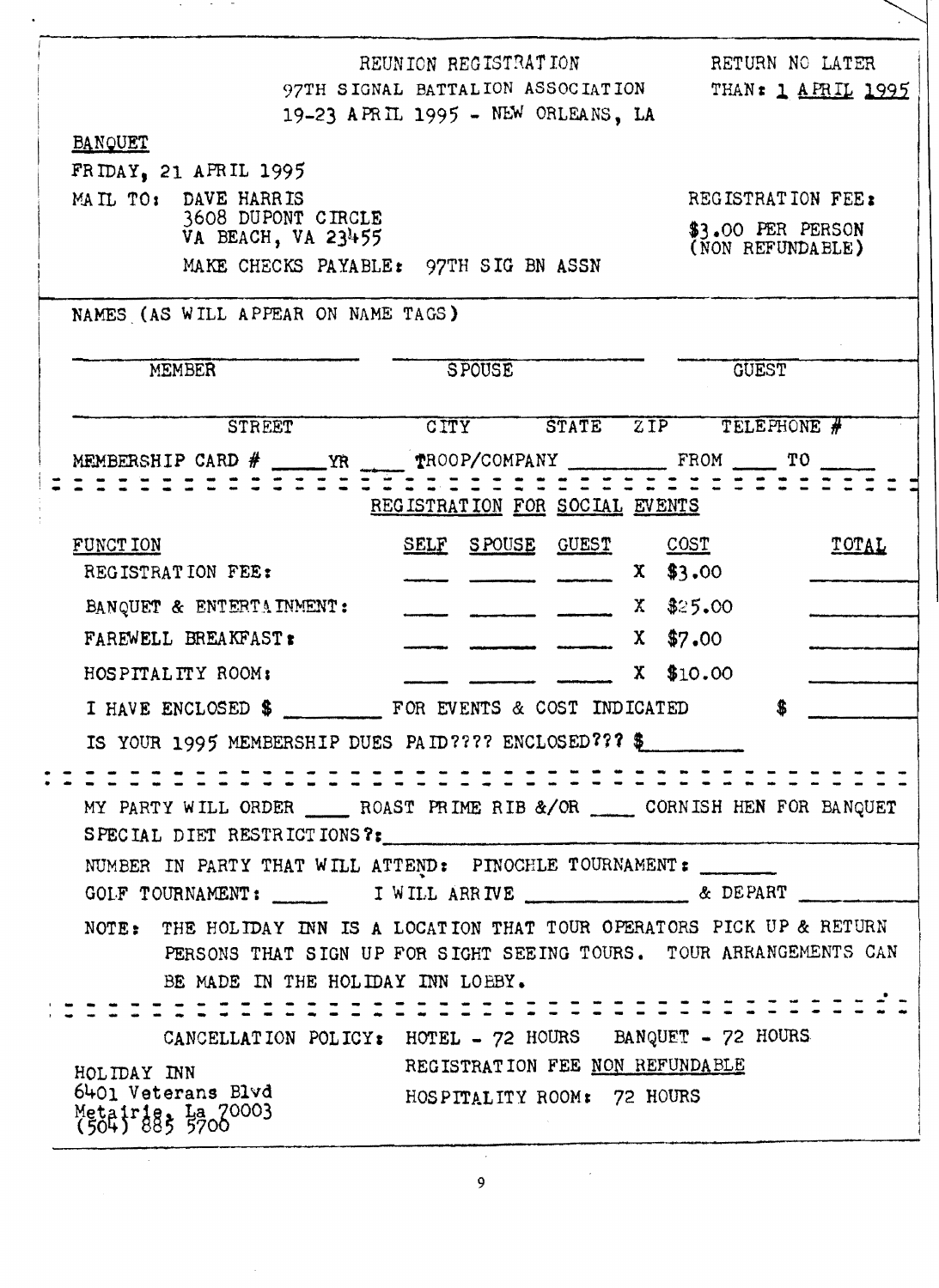REUNION REGISTRATION
97TH SIGNAL BATTALION ASSOCIATION
19-23 APRIL 1995 - NEW ORLEANS, LA

RETURN NO LATER THAN: 1 APRIL 1995

BANQUET

FRIDAY, 21 APRIL 1995

MAIL TO: DAVE HARRIS
3608 DUPONT CIRCLE
VA BEACH, VA 23455

MAKE CHECKS PAYABLE: 97TH SIG BN ASSN

REGISTRATION FEE:
$3.00 PER PERSON
(NON REFUNDABLE)

NAMES (AS WILL APPEAR ON NAME TAGS)

______________ MEMBER ______________ SPOUSE ______________ GUEST

______________ STREET ______ CITY ______ STATE ______ ZIP ______ TELEPHONE #

MEMBERSHIP CARD # _____ YR ____ TROOP/COMPANY ________ FROM ____ TO _____

## REGISTRATION FOR SOCIAL EVENTS

| FUNCTION | SELF | SPOUSE | GUEST | | COST | TOTAL |
|---|---|---|---|---|---|---|
| REGISTRATION FEE: | ____ | ____ | ____ | X | $3.00 | ____ |
| BANQUET & ENTERTAINMENT: | ____ | ____ | ____ | X | $25.00 | ____ |
| FAREWELL BREAKFAST: | ____ | ____ | ____ | X | $7.00 | ____ |
| HOSPITALITY ROOM: | ____ | ____ | ____ | X | $10.00 | ____ |

I HAVE ENCLOSED $ ________ FOR EVENTS & COST INDICATED $ ________

IS YOUR 1995 MEMBERSHIP DUES PAID???? ENCLOSED??? $________

MY PARTY WILL ORDER ____ ROAST PRIME RIB &/OR ____ CORNISH HEN FOR BANQUET

SPECIAL DIET RESTRICTIONS?: ______________________________

NUMBER IN PARTY THAT WILL ATTEND: PINOCHLE TOURNAMENT: _______

GOLF TOURNAMENT: _____ I WILL ARRIVE ____________ & DEPART ____________

NOTE: THE HOLIDAY INN IS A LOCATION THAT TOUR OPERATORS PICK UP & RETURN PERSONS THAT SIGN UP FOR SIGHT SEEING TOURS. TOUR ARRANGEMENTS CAN BE MADE IN THE HOLIDAY INN LOBBY.

CANCELLATION POLICY: HOTEL - 72 HOURS BANQUET - 72 HOURS
REGISTRATION FEE NON REFUNDABLE
HOSPITALITY ROOM: 72 HOURS

HOLIDAY INN
6401 Veterans Blvd
Metairie, La 70003
(504) 885 5700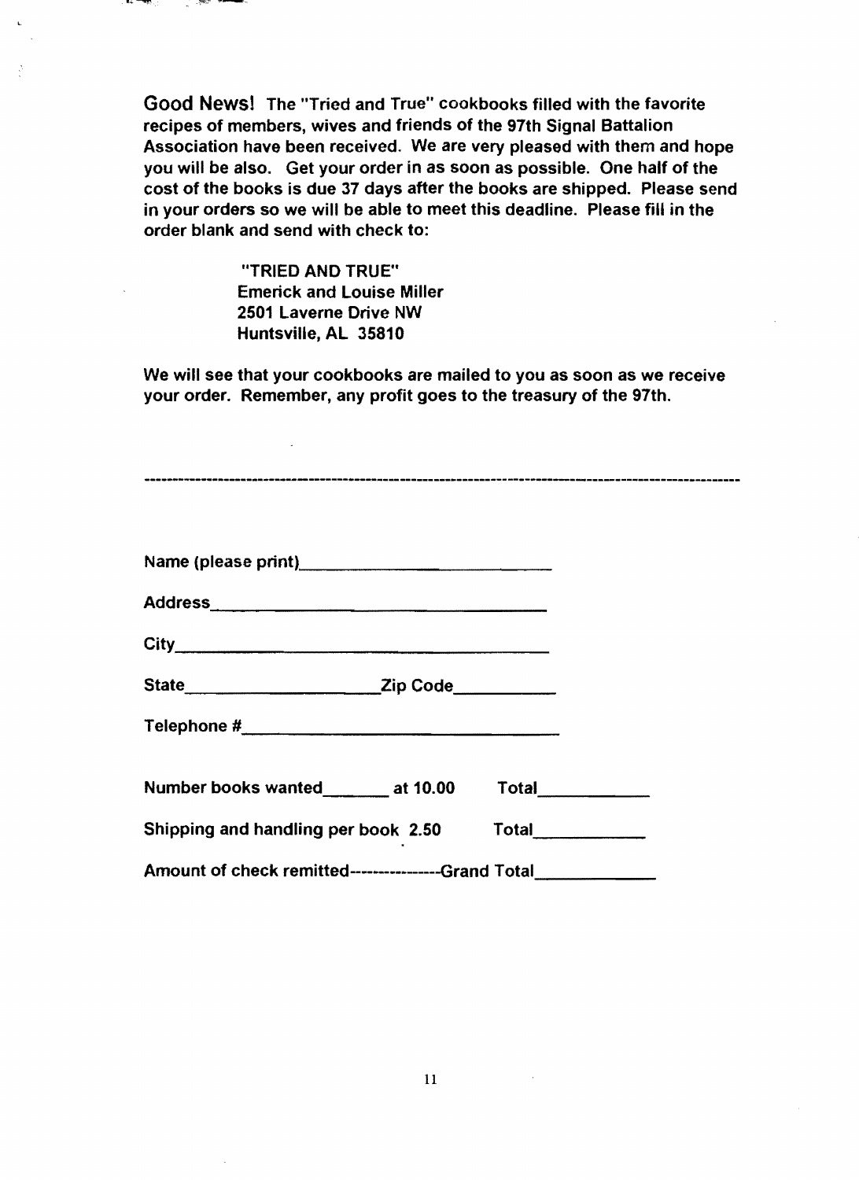**Good News!** The "Tried and True" cookbooks filled with the favorite recipes of members, wives and friends of the 97th Signal Battalion Association have been received. We are very pleased with them and hope you will be also. Get your order in as soon as possible. One half of the cost of the books is due 37 days after the books are shipped. Please send in your orders so we will be able to meet this deadline. Please fill in the order blank and send with check to:

> "TRIED AND TRUE"
> Emerick and Louise Miller
> 2501 Laverne Drive NW
> Huntsville, AL 35810

We will see that your cookbooks are mailed to you as soon as we receive your order. Remember, any profit goes to the treasury of the 97th.

---

Name (please print)\_\_\_\_\_\_\_\_\_\_\_\_\_\_\_\_\_\_\_\_\_\_\_\_\_\_\_\_

Address\_\_\_\_\_\_\_\_\_\_\_\_\_\_\_\_\_\_\_\_\_\_\_\_\_\_\_\_\_\_\_\_\_\_\_\_

City\_\_\_\_\_\_\_\_\_\_\_\_\_\_\_\_\_\_\_\_\_\_\_\_\_\_\_\_\_\_\_\_\_\_\_\_\_\_\_

State\_\_\_\_\_\_\_\_\_\_\_\_\_\_\_\_\_\_\_\_Zip Code\_\_\_\_\_\_\_\_\_\_\_

Telephone #\_\_\_\_\_\_\_\_\_\_\_\_\_\_\_\_\_\_\_\_\_\_\_\_\_\_\_\_\_\_\_\_\_\_

Number books wanted\_\_\_\_\_\_\_ at 10.00 Total\_\_\_\_\_\_\_\_\_\_\_\_

Shipping and handling per book 2.50 Total\_\_\_\_\_\_\_\_\_\_\_\_

Amount of check remitted----------------Grand Total\_\_\_\_\_\_\_\_\_\_\_\_\_